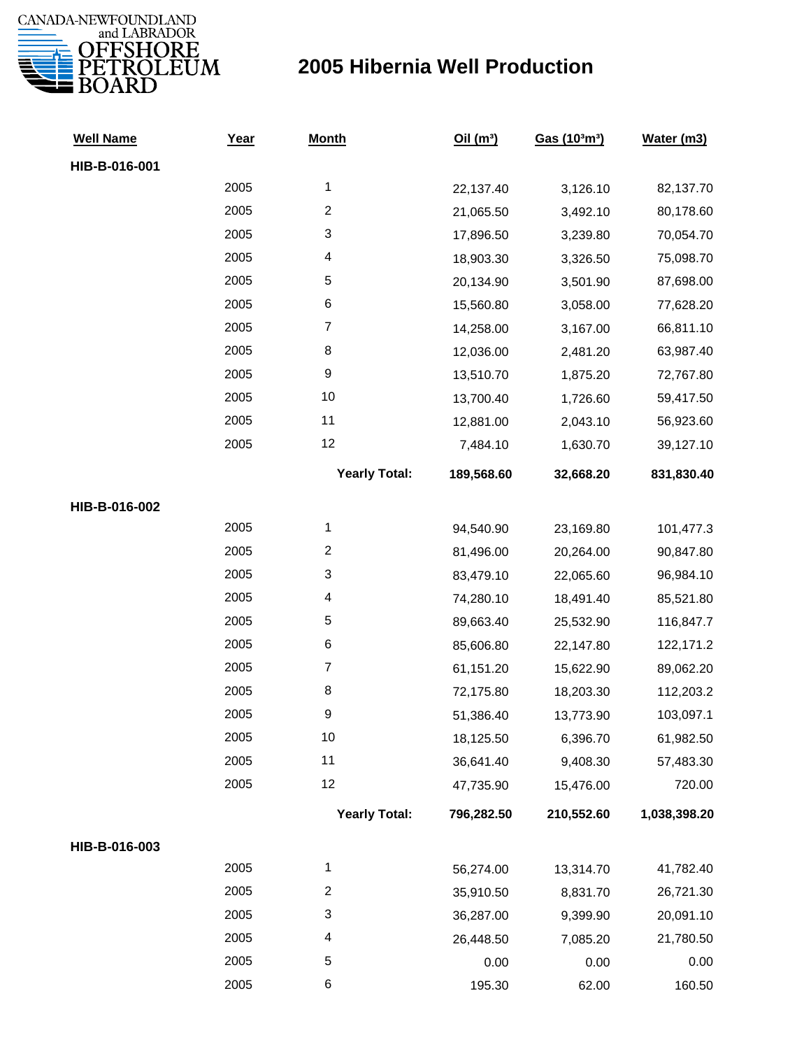CANADA-NEWFOUNDLAND and LABRADOR OFFSHORE PETROLEUM BOARD

# 2005 Hibernia Well Production

| Well Name | Year | Month | Oil ($m^3$) | Gas ($10^3m^3$) | Water (m3) |
|---|---|---|---|---|---|
| **HIB-B-016-001** | | | | | |
| | 2005 | 1 | 22,137.40 | 3,126.10 | 82,137.70 |
| | 2005 | 2 | 21,065.50 | 3,492.10 | 80,178.60 |
| | 2005 | 3 | 17,896.50 | 3,239.80 | 70,054.70 |
| | 2005 | 4 | 18,903.30 | 3,326.50 | 75,098.70 |
| | 2005 | 5 | 20,134.90 | 3,501.90 | 87,698.00 |
| | 2005 | 6 | 15,560.80 | 3,058.00 | 77,628.20 |
| | 2005 | 7 | 14,258.00 | 3,167.00 | 66,811.10 |
| | 2005 | 8 | 12,036.00 | 2,481.20 | 63,987.40 |
| | 2005 | 9 | 13,510.70 | 1,875.20 | 72,767.80 |
| | 2005 | 10 | 13,700.40 | 1,726.60 | 59,417.50 |
| | 2005 | 11 | 12,881.00 | 2,043.10 | 56,923.60 |
| | 2005 | 12 | 7,484.10 | 1,630.70 | 39,127.10 |
| | | **Yearly Total:** | **189,568.60** | **32,668.20** | **831,830.40** |
| **HIB-B-016-002** | | | | | |
| | 2005 | 1 | 94,540.90 | 23,169.80 | 101,477.3 |
| | 2005 | 2 | 81,496.00 | 20,264.00 | 90,847.80 |
| | 2005 | 3 | 83,479.10 | 22,065.60 | 96,984.10 |
| | 2005 | 4 | 74,280.10 | 18,491.40 | 85,521.80 |
| | 2005 | 5 | 89,663.40 | 25,532.90 | 116,847.7 |
| | 2005 | 6 | 85,606.80 | 22,147.80 | 122,171.2 |
| | 2005 | 7 | 61,151.20 | 15,622.90 | 89,062.20 |
| | 2005 | 8 | 72,175.80 | 18,203.30 | 112,203.2 |
| | 2005 | 9 | 51,386.40 | 13,773.90 | 103,097.1 |
| | 2005 | 10 | 18,125.50 | 6,396.70 | 61,982.50 |
| | 2005 | 11 | 36,641.40 | 9,408.30 | 57,483.30 |
| | 2005 | 12 | 47,735.90 | 15,476.00 | 720.00 |
| | | **Yearly Total:** | **796,282.50** | **210,552.60** | **1,038,398.20** |
| **HIB-B-016-003** | | | | | |
| | 2005 | 1 | 56,274.00 | 13,314.70 | 41,782.40 |
| | 2005 | 2 | 35,910.50 | 8,831.70 | 26,721.30 |
| | 2005 | 3 | 36,287.00 | 9,399.90 | 20,091.10 |
| | 2005 | 4 | 26,448.50 | 7,085.20 | 21,780.50 |
| | 2005 | 5 | 0.00 | 0.00 | 0.00 |
| | 2005 | 6 | 195.30 | 62.00 | 160.50 |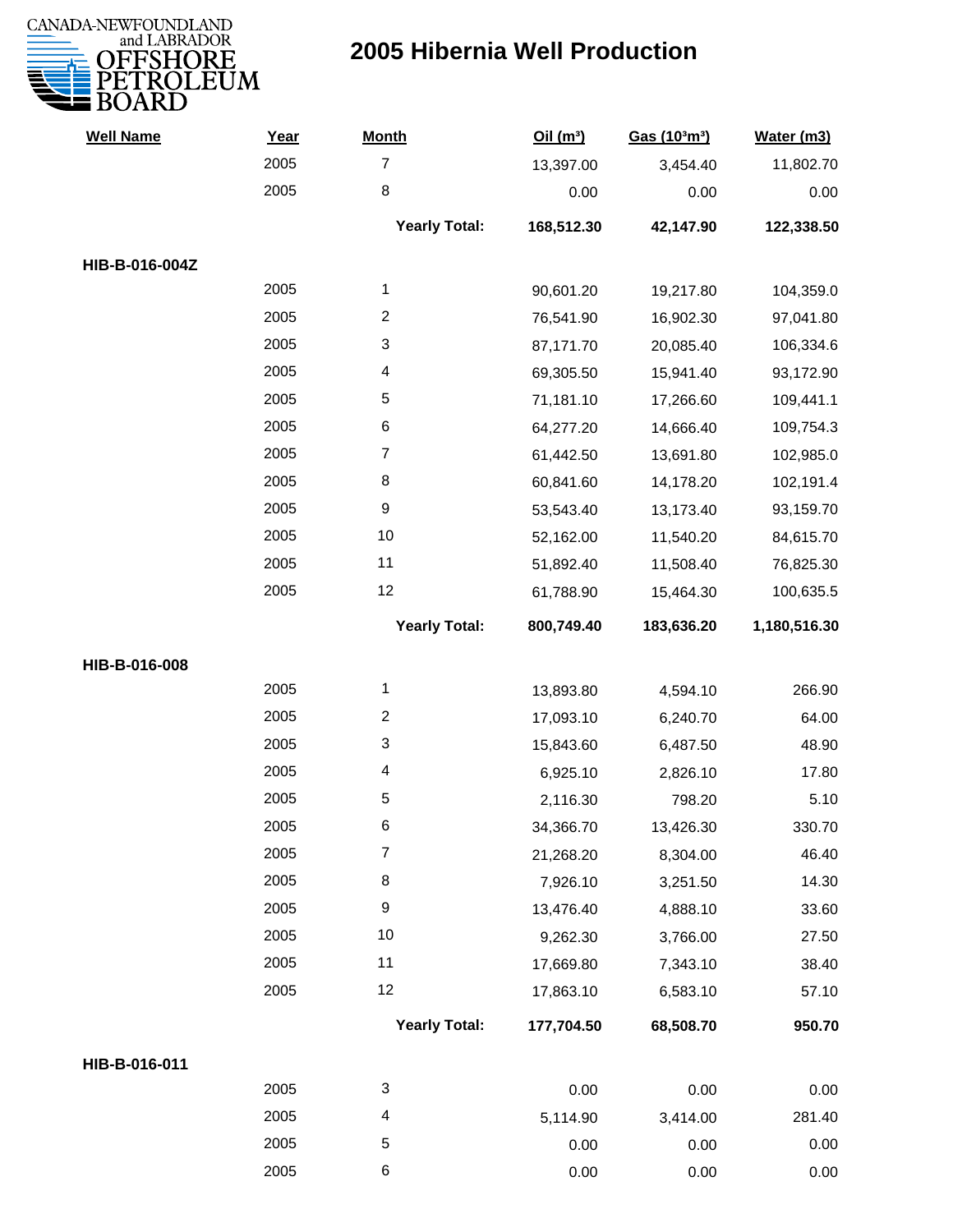# 2005 Hibernia Well Production

| Well Name | Year | Month | Oil (m³) | Gas (10³m³) | Water (m3) |
|---|---|---|---|---|---|
| | 2005 | 7 | 13,397.00 | 3,454.40 | 11,802.70 |
| | 2005 | 8 | 0.00 | 0.00 | 0.00 |
| | | **Yearly Total:** | **168,512.30** | **42,147.90** | **122,338.50** |
| **HIB-B-016-004Z** | | | | | |
| | 2005 | 1 | 90,601.20 | 19,217.80 | 104,359.0 |
| | 2005 | 2 | 76,541.90 | 16,902.30 | 97,041.80 |
| | 2005 | 3 | 87,171.70 | 20,085.40 | 106,334.6 |
| | 2005 | 4 | 69,305.50 | 15,941.40 | 93,172.90 |
| | 2005 | 5 | 71,181.10 | 17,266.60 | 109,441.1 |
| | 2005 | 6 | 64,277.20 | 14,666.40 | 109,754.3 |
| | 2005 | 7 | 61,442.50 | 13,691.80 | 102,985.0 |
| | 2005 | 8 | 60,841.60 | 14,178.20 | 102,191.4 |
| | 2005 | 9 | 53,543.40 | 13,173.40 | 93,159.70 |
| | 2005 | 10 | 52,162.00 | 11,540.20 | 84,615.70 |
| | 2005 | 11 | 51,892.40 | 11,508.40 | 76,825.30 |
| | 2005 | 12 | 61,788.90 | 15,464.30 | 100,635.5 |
| | | **Yearly Total:** | **800,749.40** | **183,636.20** | **1,180,516.30** |
| **HIB-B-016-008** | | | | | |
| | 2005 | 1 | 13,893.80 | 4,594.10 | 266.90 |
| | 2005 | 2 | 17,093.10 | 6,240.70 | 64.00 |
| | 2005 | 3 | 15,843.60 | 6,487.50 | 48.90 |
| | 2005 | 4 | 6,925.10 | 2,826.10 | 17.80 |
| | 2005 | 5 | 2,116.30 | 798.20 | 5.10 |
| | 2005 | 6 | 34,366.70 | 13,426.30 | 330.70 |
| | 2005 | 7 | 21,268.20 | 8,304.00 | 46.40 |
| | 2005 | 8 | 7,926.10 | 3,251.50 | 14.30 |
| | 2005 | 9 | 13,476.40 | 4,888.10 | 33.60 |
| | 2005 | 10 | 9,262.30 | 3,766.00 | 27.50 |
| | 2005 | 11 | 17,669.80 | 7,343.10 | 38.40 |
| | 2005 | 12 | 17,863.10 | 6,583.10 | 57.10 |
| | | **Yearly Total:** | **177,704.50** | **68,508.70** | **950.70** |
| **HIB-B-016-011** | | | | | |
| | 2005 | 3 | 0.00 | 0.00 | 0.00 |
| | 2005 | 4 | 5,114.90 | 3,414.00 | 281.40 |
| | 2005 | 5 | 0.00 | 0.00 | 0.00 |
| | 2005 | 6 | 0.00 | 0.00 | 0.00 |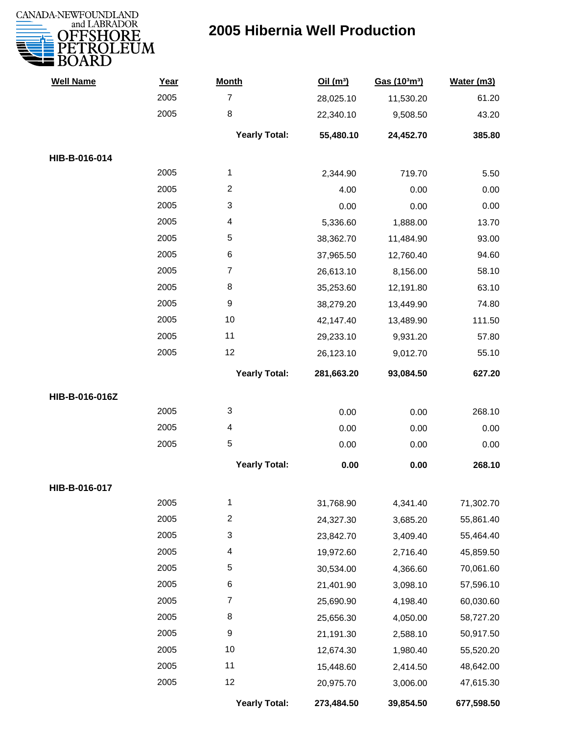# 2005 Hibernia Well Production

| Well Name | Year | Month | Oil ($m^3$) | Gas ($10^3m^3$) | Water (m3) |
|---|---|---|---|---|---|
| | 2005 | 7 | 28,025.10 | 11,530.20 | 61.20 |
| | 2005 | 8 | 22,340.10 | 9,508.50 | 43.20 |
| | | **Yearly Total:** | **55,480.10** | **24,452.70** | **385.80** |
| **HIB-B-016-014** | | | | | |
| | 2005 | 1 | 2,344.90 | 719.70 | 5.50 |
| | 2005 | 2 | 4.00 | 0.00 | 0.00 |
| | 2005 | 3 | 0.00 | 0.00 | 0.00 |
| | 2005 | 4 | 5,336.60 | 1,888.00 | 13.70 |
| | 2005 | 5 | 38,362.70 | 11,484.90 | 93.00 |
| | 2005 | 6 | 37,965.50 | 12,760.40 | 94.60 |
| | 2005 | 7 | 26,613.10 | 8,156.00 | 58.10 |
| | 2005 | 8 | 35,253.60 | 12,191.80 | 63.10 |
| | 2005 | 9 | 38,279.20 | 13,449.90 | 74.80 |
| | 2005 | 10 | 42,147.40 | 13,489.90 | 111.50 |
| | 2005 | 11 | 29,233.10 | 9,931.20 | 57.80 |
| | 2005 | 12 | 26,123.10 | 9,012.70 | 55.10 |
| | | **Yearly Total:** | **281,663.20** | **93,084.50** | **627.20** |
| **HIB-B-016-016Z** | | | | | |
| | 2005 | 3 | 0.00 | 0.00 | 268.10 |
| | 2005 | 4 | 0.00 | 0.00 | 0.00 |
| | 2005 | 5 | 0.00 | 0.00 | 0.00 |
| | | **Yearly Total:** | **0.00** | **0.00** | **268.10** |
| **HIB-B-016-017** | | | | | |
| | 2005 | 1 | 31,768.90 | 4,341.40 | 71,302.70 |
| | 2005 | 2 | 24,327.30 | 3,685.20 | 55,861.40 |
| | 2005 | 3 | 23,842.70 | 3,409.40 | 55,464.40 |
| | 2005 | 4 | 19,972.60 | 2,716.40 | 45,859.50 |
| | 2005 | 5 | 30,534.00 | 4,366.60 | 70,061.60 |
| | 2005 | 6 | 21,401.90 | 3,098.10 | 57,596.10 |
| | 2005 | 7 | 25,690.90 | 4,198.40 | 60,030.60 |
| | 2005 | 8 | 25,656.30 | 4,050.00 | 58,727.20 |
| | 2005 | 9 | 21,191.30 | 2,588.10 | 50,917.50 |
| | 2005 | 10 | 12,674.30 | 1,980.40 | 55,520.20 |
| | 2005 | 11 | 15,448.60 | 2,414.50 | 48,642.00 |
| | 2005 | 12 | 20,975.70 | 3,006.00 | 47,615.30 |
| | | **Yearly Total:** | **273,484.50** | **39,854.50** | **677,598.50** |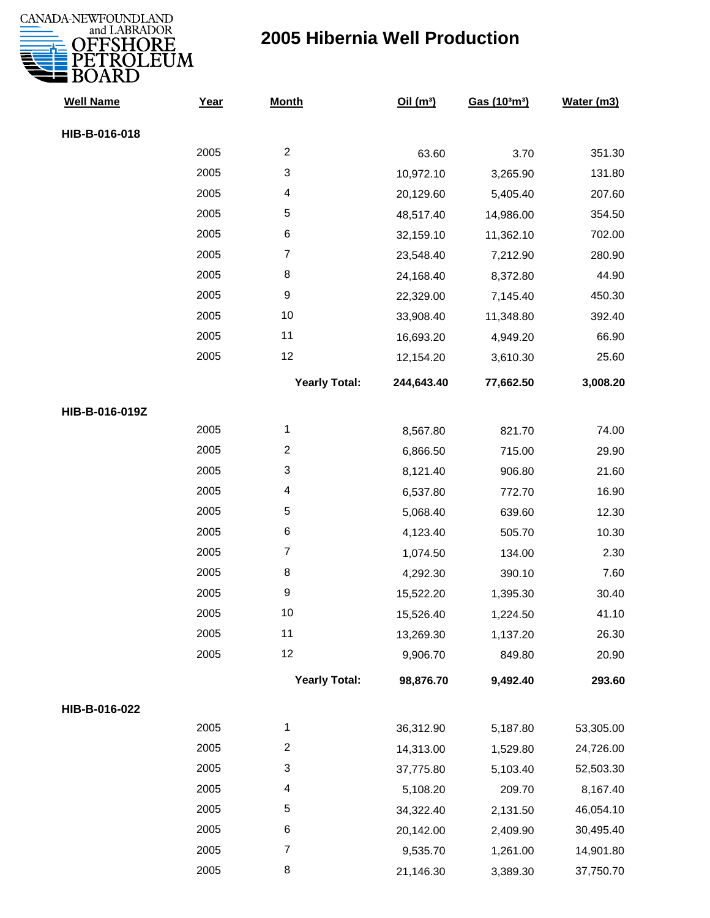CANADA-NEWFOUNDLAND and LABRADOR OFFSHORE PETROLEUM BOARD

# 2005 Hibernia Well Production

| Well Name | Year | Month | Oil ($m^3$) | Gas ($10^3m^3$) | Water (m3) |
|---|---|---|---|---|---|
| **HIB-B-016-018** | | | | | |
| | 2005 | 2 | 63.60 | 3.70 | 351.30 |
| | 2005 | 3 | 10,972.10 | 3,265.90 | 131.80 |
| | 2005 | 4 | 20,129.60 | 5,405.40 | 207.60 |
| | 2005 | 5 | 48,517.40 | 14,986.00 | 354.50 |
| | 2005 | 6 | 32,159.10 | 11,362.10 | 702.00 |
| | 2005 | 7 | 23,548.40 | 7,212.90 | 280.90 |
| | 2005 | 8 | 24,168.40 | 8,372.80 | 44.90 |
| | 2005 | 9 | 22,329.00 | 7,145.40 | 450.30 |
| | 2005 | 10 | 33,908.40 | 11,348.80 | 392.40 |
| | 2005 | 11 | 16,693.20 | 4,949.20 | 66.90 |
| | 2005 | 12 | 12,154.20 | 3,610.30 | 25.60 |
| | | **Yearly Total:** | **244,643.40** | **77,662.50** | **3,008.20** |
| **HIB-B-016-019Z** | | | | | |
| | 2005 | 1 | 8,567.80 | 821.70 | 74.00 |
| | 2005 | 2 | 6,866.50 | 715.00 | 29.90 |
| | 2005 | 3 | 8,121.40 | 906.80 | 21.60 |
| | 2005 | 4 | 6,537.80 | 772.70 | 16.90 |
| | 2005 | 5 | 5,068.40 | 639.60 | 12.30 |
| | 2005 | 6 | 4,123.40 | 505.70 | 10.30 |
| | 2005 | 7 | 1,074.50 | 134.00 | 2.30 |
| | 2005 | 8 | 4,292.30 | 390.10 | 7.60 |
| | 2005 | 9 | 15,522.20 | 1,395.30 | 30.40 |
| | 2005 | 10 | 15,526.40 | 1,224.50 | 41.10 |
| | 2005 | 11 | 13,269.30 | 1,137.20 | 26.30 |
| | 2005 | 12 | 9,906.70 | 849.80 | 20.90 |
| | | **Yearly Total:** | **98,876.70** | **9,492.40** | **293.60** |
| **HIB-B-016-022** | | | | | |
| | 2005 | 1 | 36,312.90 | 5,187.80 | 53,305.00 |
| | 2005 | 2 | 14,313.00 | 1,529.80 | 24,726.00 |
| | 2005 | 3 | 37,775.80 | 5,103.40 | 52,503.30 |
| | 2005 | 4 | 5,108.20 | 209.70 | 8,167.40 |
| | 2005 | 5 | 34,322.40 | 2,131.50 | 46,054.10 |
| | 2005 | 6 | 20,142.00 | 2,409.90 | 30,495.40 |
| | 2005 | 7 | 9,535.70 | 1,261.00 | 14,901.80 |
| | 2005 | 8 | 21,146.30 | 3,389.30 | 37,750.70 |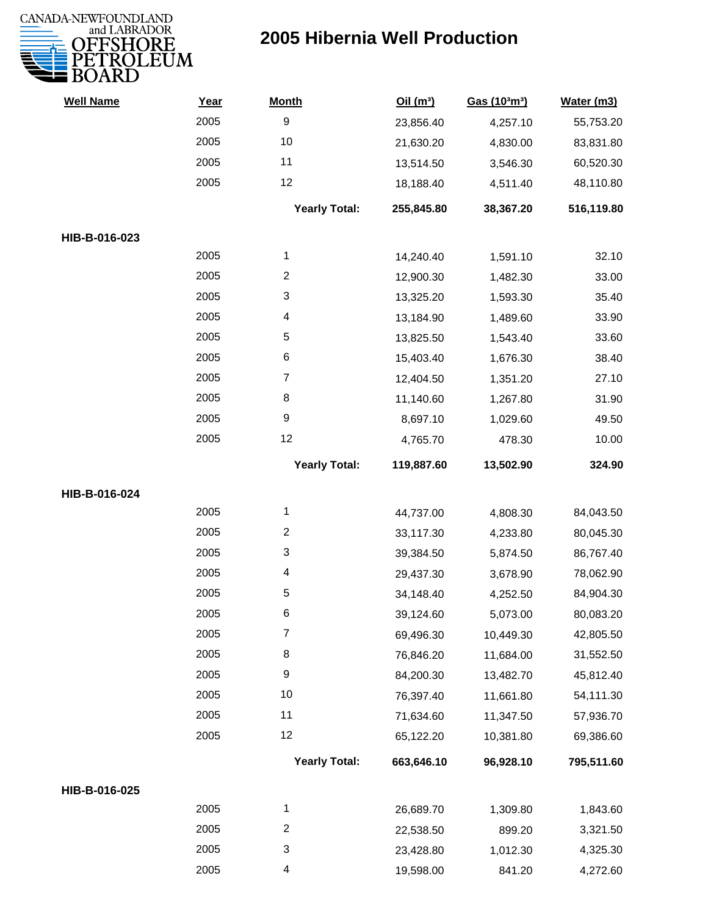# 2005 Hibernia Well Production

| Well Name | Year | Month | Oil ($m^3$) | Gas ($10^3m^3$) | Water (m3) |
|---|---|---|---|---|---|
| | 2005 | 9 | 23,856.40 | 4,257.10 | 55,753.20 |
| | 2005 | 10 | 21,630.20 | 4,830.00 | 83,831.80 |
| | 2005 | 11 | 13,514.50 | 3,546.30 | 60,520.30 |
| | 2005 | 12 | 18,188.40 | 4,511.40 | 48,110.80 |
| | | **Yearly Total:** | **255,845.80** | **38,367.20** | **516,119.80** |
| **HIB-B-016-023** | | | | | |
| | 2005 | 1 | 14,240.40 | 1,591.10 | 32.10 |
| | 2005 | 2 | 12,900.30 | 1,482.30 | 33.00 |
| | 2005 | 3 | 13,325.20 | 1,593.30 | 35.40 |
| | 2005 | 4 | 13,184.90 | 1,489.60 | 33.90 |
| | 2005 | 5 | 13,825.50 | 1,543.40 | 33.60 |
| | 2005 | 6 | 15,403.40 | 1,676.30 | 38.40 |
| | 2005 | 7 | 12,404.50 | 1,351.20 | 27.10 |
| | 2005 | 8 | 11,140.60 | 1,267.80 | 31.90 |
| | 2005 | 9 | 8,697.10 | 1,029.60 | 49.50 |
| | 2005 | 12 | 4,765.70 | 478.30 | 10.00 |
| | | **Yearly Total:** | **119,887.60** | **13,502.90** | **324.90** |
| **HIB-B-016-024** | | | | | |
| | 2005 | 1 | 44,737.00 | 4,808.30 | 84,043.50 |
| | 2005 | 2 | 33,117.30 | 4,233.80 | 80,045.30 |
| | 2005 | 3 | 39,384.50 | 5,874.50 | 86,767.40 |
| | 2005 | 4 | 29,437.30 | 3,678.90 | 78,062.90 |
| | 2005 | 5 | 34,148.40 | 4,252.50 | 84,904.30 |
| | 2005 | 6 | 39,124.60 | 5,073.00 | 80,083.20 |
| | 2005 | 7 | 69,496.30 | 10,449.30 | 42,805.50 |
| | 2005 | 8 | 76,846.20 | 11,684.00 | 31,552.50 |
| | 2005 | 9 | 84,200.30 | 13,482.70 | 45,812.40 |
| | 2005 | 10 | 76,397.40 | 11,661.80 | 54,111.30 |
| | 2005 | 11 | 71,634.60 | 11,347.50 | 57,936.70 |
| | 2005 | 12 | 65,122.20 | 10,381.80 | 69,386.60 |
| | | **Yearly Total:** | **663,646.10** | **96,928.10** | **795,511.60** |
| **HIB-B-016-025** | | | | | |
| | 2005 | 1 | 26,689.70 | 1,309.80 | 1,843.60 |
| | 2005 | 2 | 22,538.50 | 899.20 | 3,321.50 |
| | 2005 | 3 | 23,428.80 | 1,012.30 | 4,325.30 |
| | 2005 | 4 | 19,598.00 | 841.20 | 4,272.60 |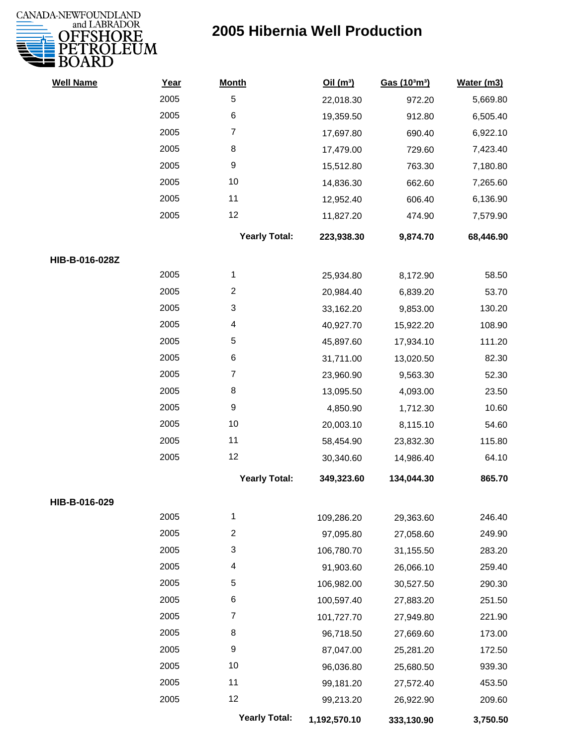# 2005 Hibernia Well Production

CANADA-NEWFOUNDLAND and LABRADOR OFFSHORE PETROLEUM BOARD

| Well Name | Year | Month | Oil ($m^3$) | Gas ($10^3m^3$) | Water (m3) |
|---|---|---|---|---|---|
| | 2005 | 5 | 22,018.30 | 972.20 | 5,669.80 |
| | 2005 | 6 | 19,359.50 | 912.80 | 6,505.40 |
| | 2005 | 7 | 17,697.80 | 690.40 | 6,922.10 |
| | 2005 | 8 | 17,479.00 | 729.60 | 7,423.40 |
| | 2005 | 9 | 15,512.80 | 763.30 | 7,180.80 |
| | 2005 | 10 | 14,836.30 | 662.60 | 7,265.60 |
| | 2005 | 11 | 12,952.40 | 606.40 | 6,136.90 |
| | 2005 | 12 | 11,827.20 | 474.90 | 7,579.90 |
| | | **Yearly Total:** | **223,938.30** | **9,874.70** | **68,446.90** |
| **HIB-B-016-028Z** | | | | | |
| | 2005 | 1 | 25,934.80 | 8,172.90 | 58.50 |
| | 2005 | 2 | 20,984.40 | 6,839.20 | 53.70 |
| | 2005 | 3 | 33,162.20 | 9,853.00 | 130.20 |
| | 2005 | 4 | 40,927.70 | 15,922.20 | 108.90 |
| | 2005 | 5 | 45,897.60 | 17,934.10 | 111.20 |
| | 2005 | 6 | 31,711.00 | 13,020.50 | 82.30 |
| | 2005 | 7 | 23,960.90 | 9,563.30 | 52.30 |
| | 2005 | 8 | 13,095.50 | 4,093.00 | 23.50 |
| | 2005 | 9 | 4,850.90 | 1,712.30 | 10.60 |
| | 2005 | 10 | 20,003.10 | 8,115.10 | 54.60 |
| | 2005 | 11 | 58,454.90 | 23,832.30 | 115.80 |
| | 2005 | 12 | 30,340.60 | 14,986.40 | 64.10 |
| | | **Yearly Total:** | **349,323.60** | **134,044.30** | **865.70** |
| **HIB-B-016-029** | | | | | |
| | 2005 | 1 | 109,286.20 | 29,363.60 | 246.40 |
| | 2005 | 2 | 97,095.80 | 27,058.60 | 249.90 |
| | 2005 | 3 | 106,780.70 | 31,155.50 | 283.20 |
| | 2005 | 4 | 91,903.60 | 26,066.10 | 259.40 |
| | 2005 | 5 | 106,982.00 | 30,527.50 | 290.30 |
| | 2005 | 6 | 100,597.40 | 27,883.20 | 251.50 |
| | 2005 | 7 | 101,727.70 | 27,949.80 | 221.90 |
| | 2005 | 8 | 96,718.50 | 27,669.60 | 173.00 |
| | 2005 | 9 | 87,047.00 | 25,281.20 | 172.50 |
| | 2005 | 10 | 96,036.80 | 25,680.50 | 939.30 |
| | 2005 | 11 | 99,181.20 | 27,572.40 | 453.50 |
| | 2005 | 12 | 99,213.20 | 26,922.90 | 209.60 |
| | | **Yearly Total:** | **1,192,570.10** | **333,130.90** | **3,750.50** |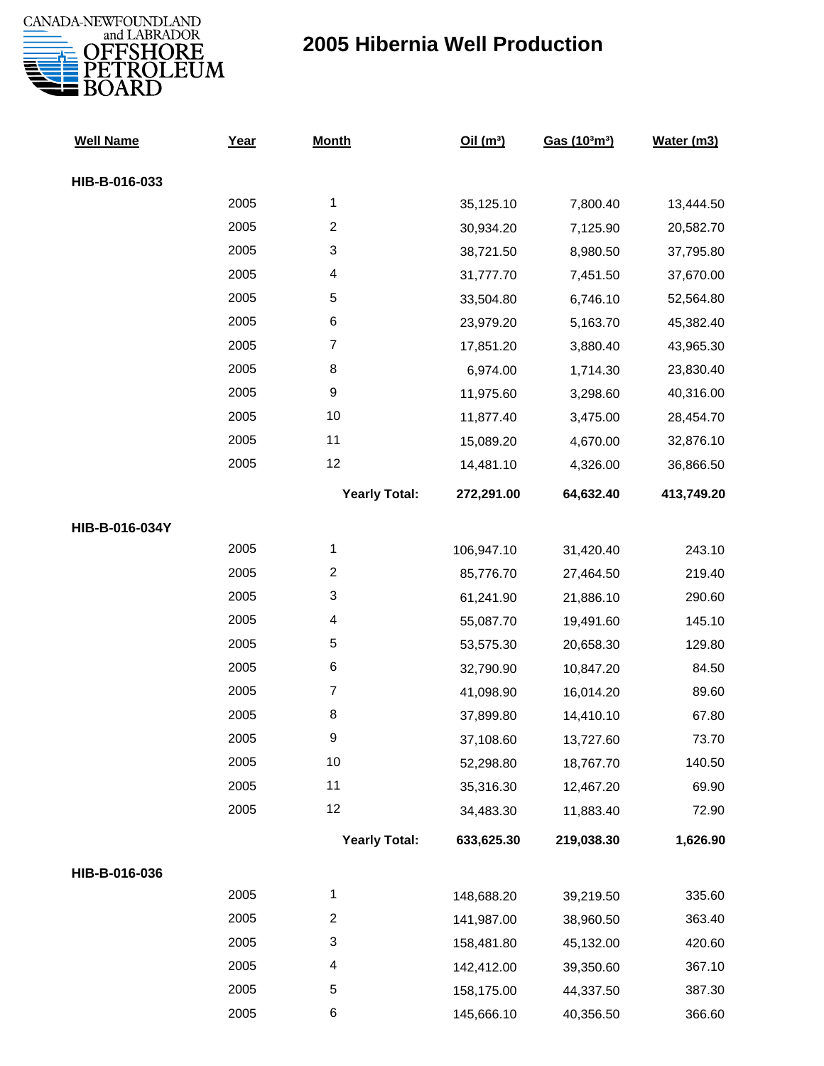CANADA-NEWFOUNDLAND and LABRADOR OFFSHORE PETROLEUM BOARD

# 2005 Hibernia Well Production

| Well Name | Year | Month | Oil ($m^3$) | Gas ($10^3m^3$) | Water (m3) |
|---|---|---|---|---|---|
| **HIB-B-016-033** | | | | | |
| | 2005 | 1 | 35,125.10 | 7,800.40 | 13,444.50 |
| | 2005 | 2 | 30,934.20 | 7,125.90 | 20,582.70 |
| | 2005 | 3 | 38,721.50 | 8,980.50 | 37,795.80 |
| | 2005 | 4 | 31,777.70 | 7,451.50 | 37,670.00 |
| | 2005 | 5 | 33,504.80 | 6,746.10 | 52,564.80 |
| | 2005 | 6 | 23,979.20 | 5,163.70 | 45,382.40 |
| | 2005 | 7 | 17,851.20 | 3,880.40 | 43,965.30 |
| | 2005 | 8 | 6,974.00 | 1,714.30 | 23,830.40 |
| | 2005 | 9 | 11,975.60 | 3,298.60 | 40,316.00 |
| | 2005 | 10 | 11,877.40 | 3,475.00 | 28,454.70 |
| | 2005 | 11 | 15,089.20 | 4,670.00 | 32,876.10 |
| | 2005 | 12 | 14,481.10 | 4,326.00 | 36,866.50 |
| | | **Yearly Total:** | **272,291.00** | **64,632.40** | **413,749.20** |
| **HIB-B-016-034Y** | | | | | |
| | 2005 | 1 | 106,947.10 | 31,420.40 | 243.10 |
| | 2005 | 2 | 85,776.70 | 27,464.50 | 219.40 |
| | 2005 | 3 | 61,241.90 | 21,886.10 | 290.60 |
| | 2005 | 4 | 55,087.70 | 19,491.60 | 145.10 |
| | 2005 | 5 | 53,575.30 | 20,658.30 | 129.80 |
| | 2005 | 6 | 32,790.90 | 10,847.20 | 84.50 |
| | 2005 | 7 | 41,098.90 | 16,014.20 | 89.60 |
| | 2005 | 8 | 37,899.80 | 14,410.10 | 67.80 |
| | 2005 | 9 | 37,108.60 | 13,727.60 | 73.70 |
| | 2005 | 10 | 52,298.80 | 18,767.70 | 140.50 |
| | 2005 | 11 | 35,316.30 | 12,467.20 | 69.90 |
| | 2005 | 12 | 34,483.30 | 11,883.40 | 72.90 |
| | | **Yearly Total:** | **633,625.30** | **219,038.30** | **1,626.90** |
| **HIB-B-016-036** | | | | | |
| | 2005 | 1 | 148,688.20 | 39,219.50 | 335.60 |
| | 2005 | 2 | 141,987.00 | 38,960.50 | 363.40 |
| | 2005 | 3 | 158,481.80 | 45,132.00 | 420.60 |
| | 2005 | 4 | 142,412.00 | 39,350.60 | 367.10 |
| | 2005 | 5 | 158,175.00 | 44,337.50 | 387.30 |
| | 2005 | 6 | 145,666.10 | 40,356.50 | 366.60 |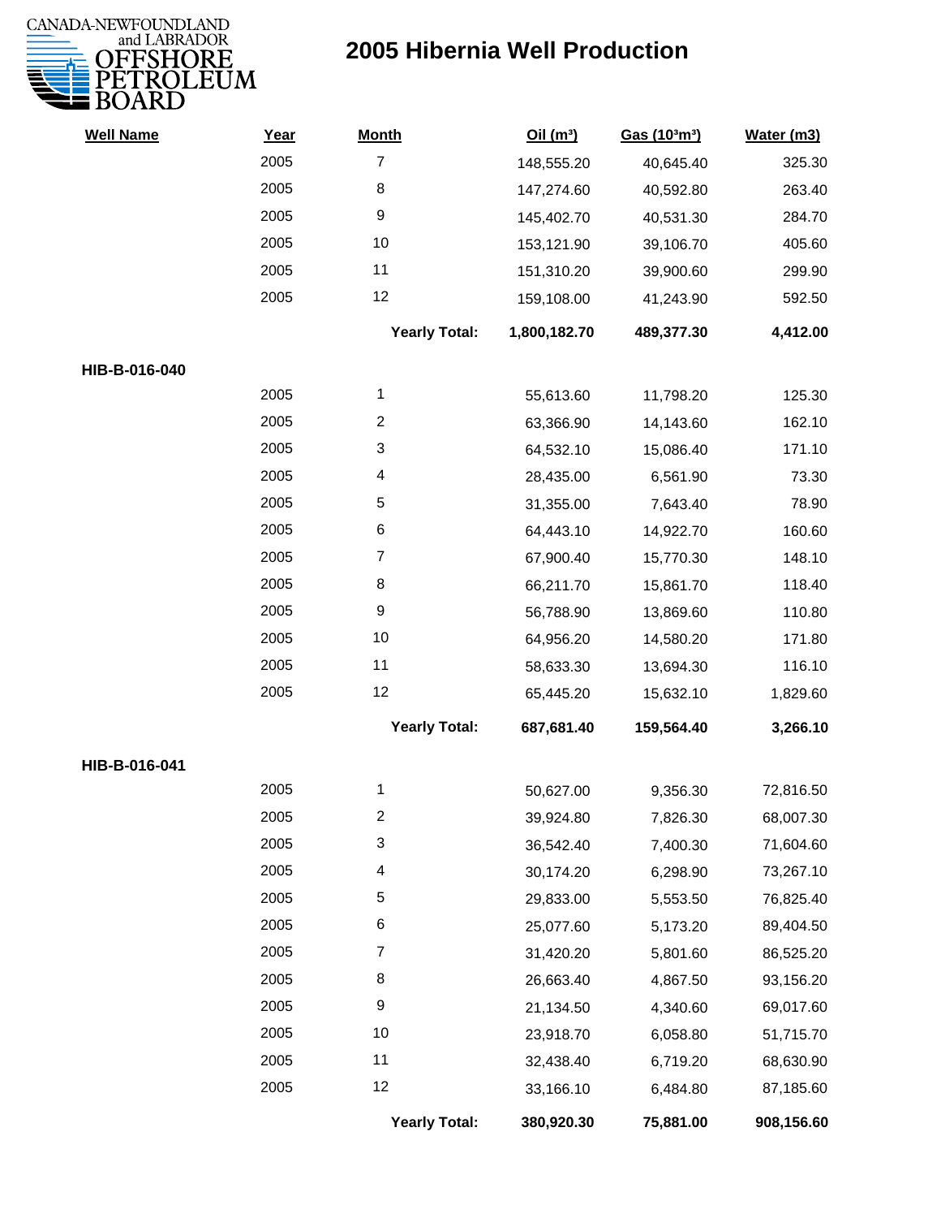# 2005 Hibernia Well Production

| Well Name | Year | Month | Oil ($m^3$) | Gas ($10^3m^3$) | Water (m3) |
|---|---|---|---|---|---|
| | 2005 | 7 | 148,555.20 | 40,645.40 | 325.30 |
| | 2005 | 8 | 147,274.60 | 40,592.80 | 263.40 |
| | 2005 | 9 | 145,402.70 | 40,531.30 | 284.70 |
| | 2005 | 10 | 153,121.90 | 39,106.70 | 405.60 |
| | 2005 | 11 | 151,310.20 | 39,900.60 | 299.90 |
| | 2005 | 12 | 159,108.00 | 41,243.90 | 592.50 |
| | | **Yearly Total:** | **1,800,182.70** | **489,377.30** | **4,412.00** |
| **HIB-B-016-040** | | | | | |
| | 2005 | 1 | 55,613.60 | 11,798.20 | 125.30 |
| | 2005 | 2 | 63,366.90 | 14,143.60 | 162.10 |
| | 2005 | 3 | 64,532.10 | 15,086.40 | 171.10 |
| | 2005 | 4 | 28,435.00 | 6,561.90 | 73.30 |
| | 2005 | 5 | 31,355.00 | 7,643.40 | 78.90 |
| | 2005 | 6 | 64,443.10 | 14,922.70 | 160.60 |
| | 2005 | 7 | 67,900.40 | 15,770.30 | 148.10 |
| | 2005 | 8 | 66,211.70 | 15,861.70 | 118.40 |
| | 2005 | 9 | 56,788.90 | 13,869.60 | 110.80 |
| | 2005 | 10 | 64,956.20 | 14,580.20 | 171.80 |
| | 2005 | 11 | 58,633.30 | 13,694.30 | 116.10 |
| | 2005 | 12 | 65,445.20 | 15,632.10 | 1,829.60 |
| | | **Yearly Total:** | **687,681.40** | **159,564.40** | **3,266.10** |
| **HIB-B-016-041** | | | | | |
| | 2005 | 1 | 50,627.00 | 9,356.30 | 72,816.50 |
| | 2005 | 2 | 39,924.80 | 7,826.30 | 68,007.30 |
| | 2005 | 3 | 36,542.40 | 7,400.30 | 71,604.60 |
| | 2005 | 4 | 30,174.20 | 6,298.90 | 73,267.10 |
| | 2005 | 5 | 29,833.00 | 5,553.50 | 76,825.40 |
| | 2005 | 6 | 25,077.60 | 5,173.20 | 89,404.50 |
| | 2005 | 7 | 31,420.20 | 5,801.60 | 86,525.20 |
| | 2005 | 8 | 26,663.40 | 4,867.50 | 93,156.20 |
| | 2005 | 9 | 21,134.50 | 4,340.60 | 69,017.60 |
| | 2005 | 10 | 23,918.70 | 6,058.80 | 51,715.70 |
| | 2005 | 11 | 32,438.40 | 6,719.20 | 68,630.90 |
| | 2005 | 12 | 33,166.10 | 6,484.80 | 87,185.60 |
| | | **Yearly Total:** | **380,920.30** | **75,881.00** | **908,156.60** |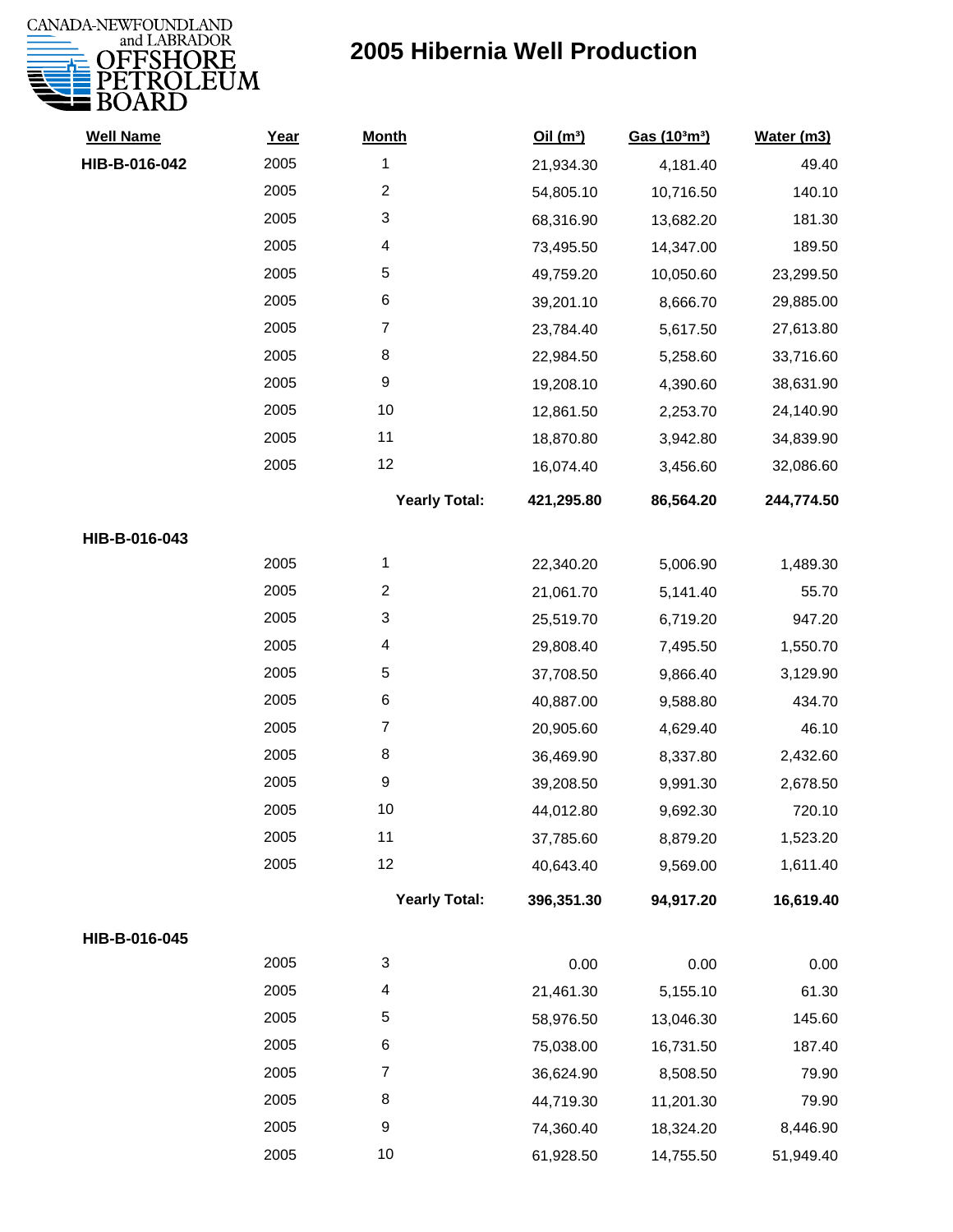# 2005 Hibernia Well Production

CANADA-NEWFOUNDLAND and LABRADOR OFFSHORE PETROLEUM BOARD

| Well Name | Year | Month | Oil ($m^3$) | Gas ($10^3m^3$) | Water (m3) |
|---|---|---|---|---|---|
| HIB-B-016-042 | 2005 | 1 | 21,934.30 | 4,181.40 | 49.40 |
| | 2005 | 2 | 54,805.10 | 10,716.50 | 140.10 |
| | 2005 | 3 | 68,316.90 | 13,682.20 | 181.30 |
| | 2005 | 4 | 73,495.50 | 14,347.00 | 189.50 |
| | 2005 | 5 | 49,759.20 | 10,050.60 | 23,299.50 |
| | 2005 | 6 | 39,201.10 | 8,666.70 | 29,885.00 |
| | 2005 | 7 | 23,784.40 | 5,617.50 | 27,613.80 |
| | 2005 | 8 | 22,984.50 | 5,258.60 | 33,716.60 |
| | 2005 | 9 | 19,208.10 | 4,390.60 | 38,631.90 |
| | 2005 | 10 | 12,861.50 | 2,253.70 | 24,140.90 |
| | 2005 | 11 | 18,870.80 | 3,942.80 | 34,839.90 |
| | 2005 | 12 | 16,074.40 | 3,456.60 | 32,086.60 |
| | | **Yearly Total:** | **421,295.80** | **86,564.20** | **244,774.50** |
| **HIB-B-016-043** | | | | | |
| | 2005 | 1 | 22,340.20 | 5,006.90 | 1,489.30 |
| | 2005 | 2 | 21,061.70 | 5,141.40 | 55.70 |
| | 2005 | 3 | 25,519.70 | 6,719.20 | 947.20 |
| | 2005 | 4 | 29,808.40 | 7,495.50 | 1,550.70 |
| | 2005 | 5 | 37,708.50 | 9,866.40 | 3,129.90 |
| | 2005 | 6 | 40,887.00 | 9,588.80 | 434.70 |
| | 2005 | 7 | 20,905.60 | 4,629.40 | 46.10 |
| | 2005 | 8 | 36,469.90 | 8,337.80 | 2,432.60 |
| | 2005 | 9 | 39,208.50 | 9,991.30 | 2,678.50 |
| | 2005 | 10 | 44,012.80 | 9,692.30 | 720.10 |
| | 2005 | 11 | 37,785.60 | 8,879.20 | 1,523.20 |
| | 2005 | 12 | 40,643.40 | 9,569.00 | 1,611.40 |
| | | **Yearly Total:** | **396,351.30** | **94,917.20** | **16,619.40** |
| **HIB-B-016-045** | | | | | |
| | 2005 | 3 | 0.00 | 0.00 | 0.00 |
| | 2005 | 4 | 21,461.30 | 5,155.10 | 61.30 |
| | 2005 | 5 | 58,976.50 | 13,046.30 | 145.60 |
| | 2005 | 6 | 75,038.00 | 16,731.50 | 187.40 |
| | 2005 | 7 | 36,624.90 | 8,508.50 | 79.90 |
| | 2005 | 8 | 44,719.30 | 11,201.30 | 79.90 |
| | 2005 | 9 | 74,360.40 | 18,324.20 | 8,446.90 |
| | 2005 | 10 | 61,928.50 | 14,755.50 | 51,949.40 |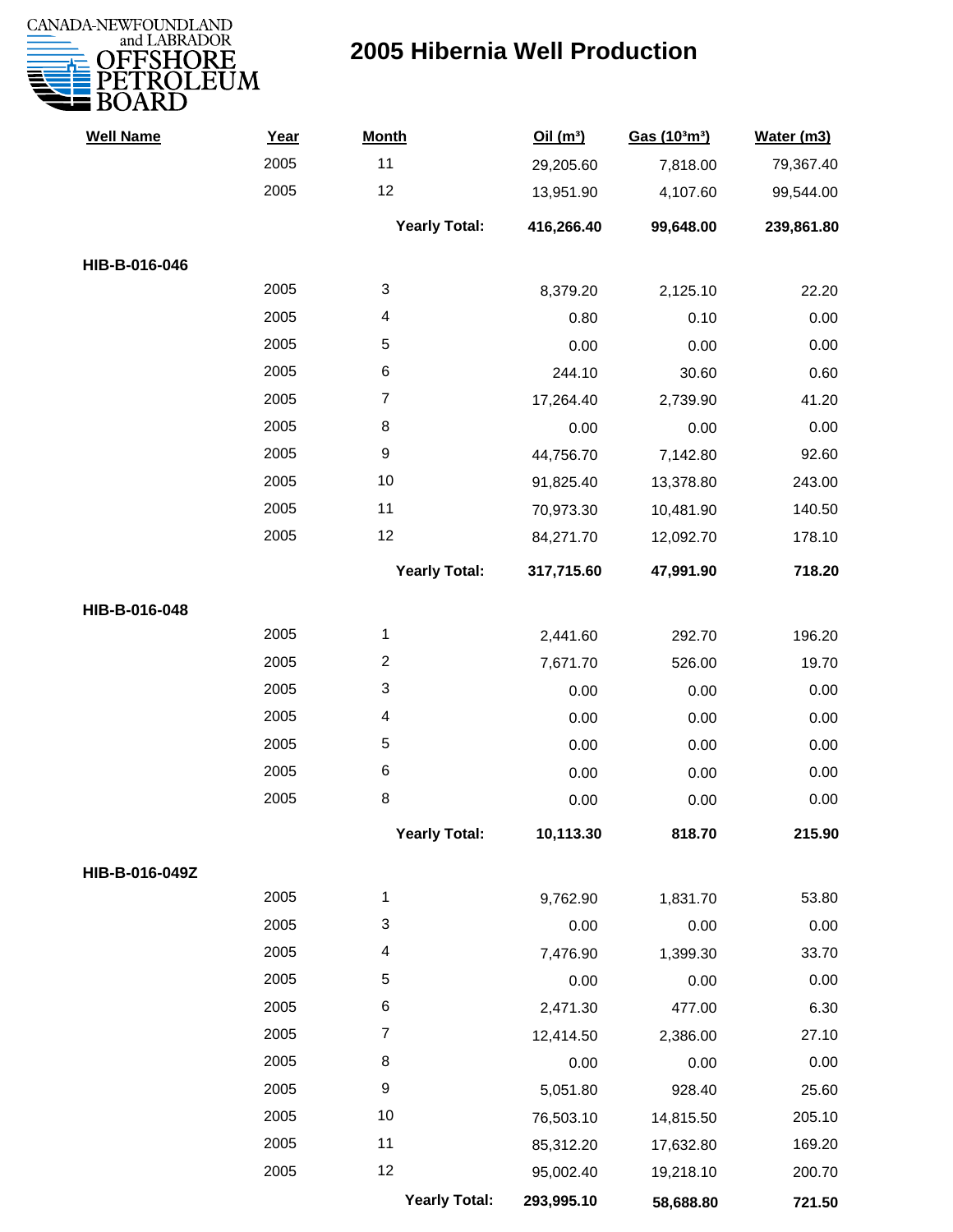# 2005 Hibernia Well Production

CANADA-NEWFOUNDLAND and LABRADOR OFFSHORE PETROLEUM BOARD

| Well Name | Year | Month | Oil ($m^3$) | Gas ($10^3m^3$) | Water (m3) |
|---|---|---|---|---|---|
| | 2005 | 11 | 29,205.60 | 7,818.00 | 79,367.40 |
| | 2005 | 12 | 13,951.90 | 4,107.60 | 99,544.00 |
| | | **Yearly Total:** | **416,266.40** | **99,648.00** | **239,861.80** |
| **HIB-B-016-046** | | | | | |
| | 2005 | 3 | 8,379.20 | 2,125.10 | 22.20 |
| | 2005 | 4 | 0.80 | 0.10 | 0.00 |
| | 2005 | 5 | 0.00 | 0.00 | 0.00 |
| | 2005 | 6 | 244.10 | 30.60 | 0.60 |
| | 2005 | 7 | 17,264.40 | 2,739.90 | 41.20 |
| | 2005 | 8 | 0.00 | 0.00 | 0.00 |
| | 2005 | 9 | 44,756.70 | 7,142.80 | 92.60 |
| | 2005 | 10 | 91,825.40 | 13,378.80 | 243.00 |
| | 2005 | 11 | 70,973.30 | 10,481.90 | 140.50 |
| | 2005 | 12 | 84,271.70 | 12,092.70 | 178.10 |
| | | **Yearly Total:** | **317,715.60** | **47,991.90** | **718.20** |
| **HIB-B-016-048** | | | | | |
| | 2005 | 1 | 2,441.60 | 292.70 | 196.20 |
| | 2005 | 2 | 7,671.70 | 526.00 | 19.70 |
| | 2005 | 3 | 0.00 | 0.00 | 0.00 |
| | 2005 | 4 | 0.00 | 0.00 | 0.00 |
| | 2005 | 5 | 0.00 | 0.00 | 0.00 |
| | 2005 | 6 | 0.00 | 0.00 | 0.00 |
| | 2005 | 8 | 0.00 | 0.00 | 0.00 |
| | | **Yearly Total:** | **10,113.30** | **818.70** | **215.90** |
| **HIB-B-016-049Z** | | | | | |
| | 2005 | 1 | 9,762.90 | 1,831.70 | 53.80 |
| | 2005 | 3 | 0.00 | 0.00 | 0.00 |
| | 2005 | 4 | 7,476.90 | 1,399.30 | 33.70 |
| | 2005 | 5 | 0.00 | 0.00 | 0.00 |
| | 2005 | 6 | 2,471.30 | 477.00 | 6.30 |
| | 2005 | 7 | 12,414.50 | 2,386.00 | 27.10 |
| | 2005 | 8 | 0.00 | 0.00 | 0.00 |
| | 2005 | 9 | 5,051.80 | 928.40 | 25.60 |
| | 2005 | 10 | 76,503.10 | 14,815.50 | 205.10 |
| | 2005 | 11 | 85,312.20 | 17,632.80 | 169.20 |
| | 2005 | 12 | 95,002.40 | 19,218.10 | 200.70 |
| | | **Yearly Total:** | **293,995.10** | **58,688.80** | **721.50** |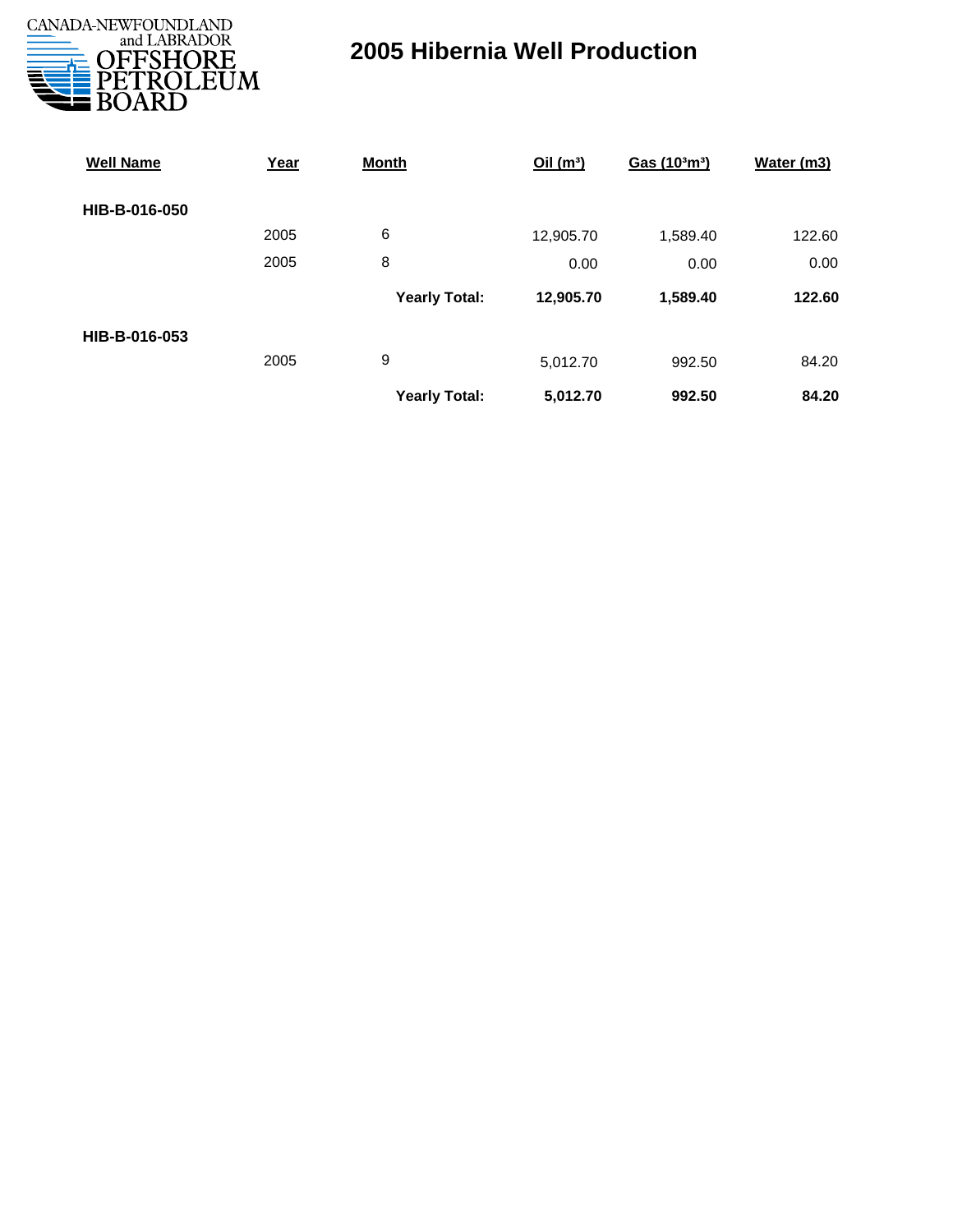# 2005 Hibernia Well Production

| Well Name | Year | Month | Oil ($m^3$) | Gas ($10^3m^3$) | Water (m3) |
|---|---|---|---|---|---|
| **HIB-B-016-050** | | | | | |
| | 2005 | 6 | 12,905.70 | 1,589.40 | 122.60 |
| | 2005 | 8 | 0.00 | 0.00 | 0.00 |
| | | **Yearly Total:** | **12,905.70** | **1,589.40** | **122.60** |
| **HIB-B-016-053** | | | | | |
| | 2005 | 9 | 5,012.70 | 992.50 | 84.20 |
| | | **Yearly Total:** | **5,012.70** | **992.50** | **84.20** |